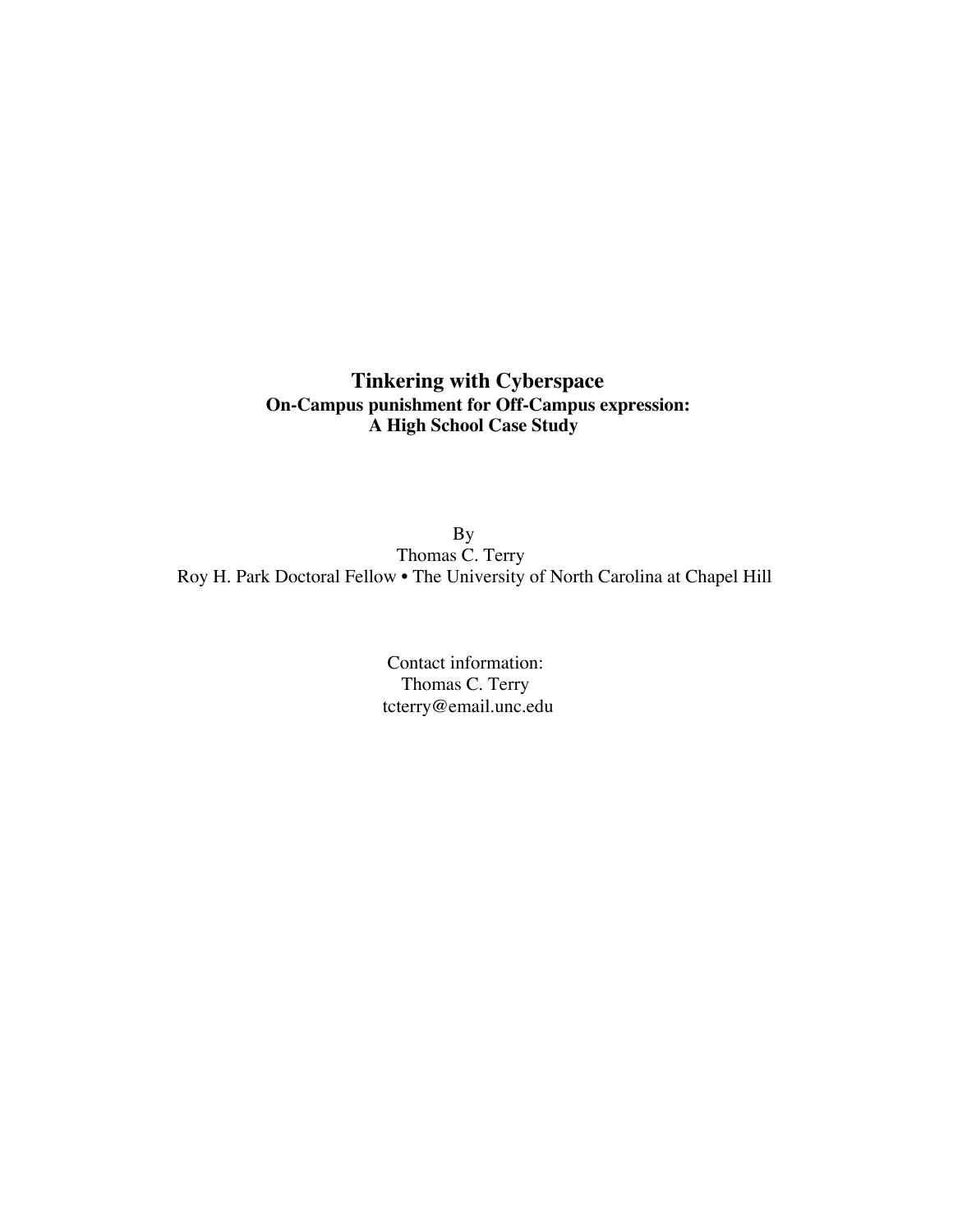# Tinkering with Cyberspace

**On-Campus punishment for Off-Campus expression:**
**A High School Case Study**

By
Thomas C. Terry
Roy H. Park Doctoral Fellow • The University of North Carolina at Chapel Hill

Contact information:
Thomas C. Terry
tcterry@email.unc.edu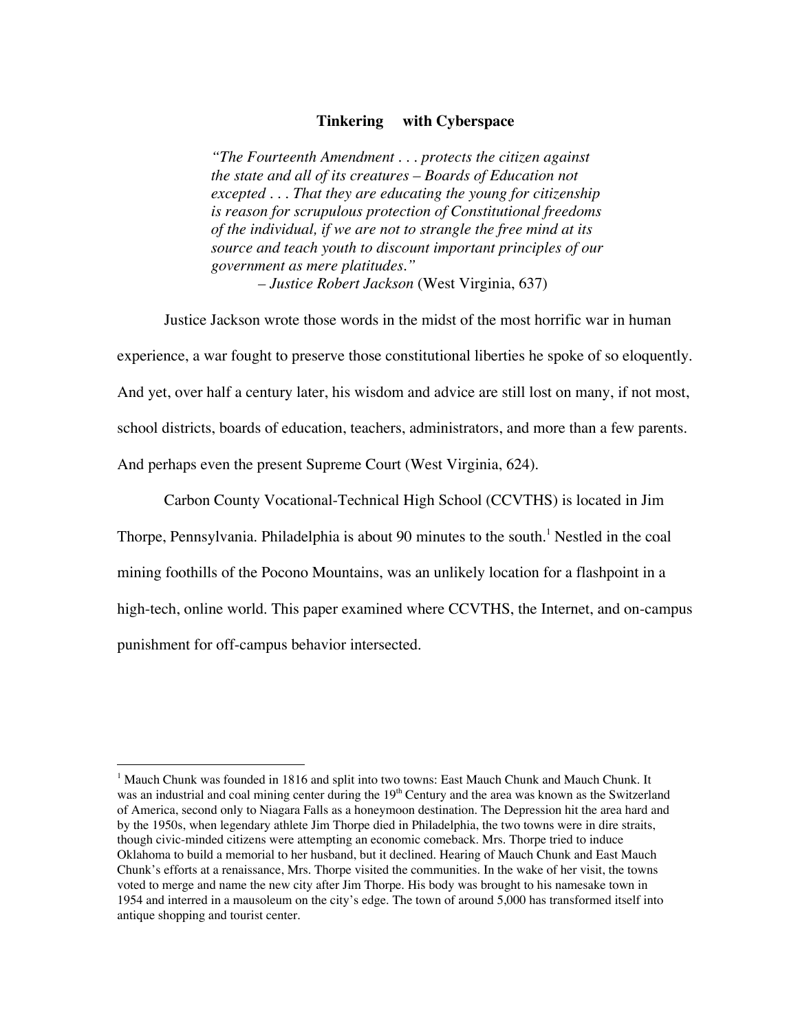**Tinkering with Cyberspace**

> *"The Fourteenth Amendment . . . protects the citizen against the state and all of its creatures – Boards of Education not excepted . . . That they are educating the young for citizenship is reason for scrupulous protection of Constitutional freedoms of the individual, if we are not to strangle the free mind at its source and teach youth to discount important principles of our government as mere platitudes."*
>
> – *Justice Robert Jackson* (West Virginia, 637)

Justice Jackson wrote those words in the midst of the most horrific war in human experience, a war fought to preserve those constitutional liberties he spoke of so eloquently. And yet, over half a century later, his wisdom and advice are still lost on many, if not most, school districts, boards of education, teachers, administrators, and more than a few parents. And perhaps even the present Supreme Court (West Virginia, 624).

Carbon County Vocational-Technical High School (CCVTHS) is located in Jim Thorpe, Pennsylvania. Philadelphia is about 90 minutes to the south.[1] Nestled in the coal mining foothills of the Pocono Mountains, was an unlikely location for a flashpoint in a high-tech, online world. This paper examined where CCVTHS, the Internet, and on-campus punishment for off-campus behavior intersected.

---

[1] Mauch Chunk was founded in 1816 and split into two towns: East Mauch Chunk and Mauch Chunk. It was an industrial and coal mining center during the 19th Century and the area was known as the Switzerland of America, second only to Niagara Falls as a honeymoon destination. The Depression hit the area hard and by the 1950s, when legendary athlete Jim Thorpe died in Philadelphia, the two towns were in dire straits, though civic-minded citizens were attempting an economic comeback. Mrs. Thorpe tried to induce Oklahoma to build a memorial to her husband, but it declined. Hearing of Mauch Chunk and East Mauch Chunk's efforts at a renaissance, Mrs. Thorpe visited the communities. In the wake of her visit, the towns voted to merge and name the new city after Jim Thorpe. His body was brought to his namesake town in 1954 and interred in a mausoleum on the city's edge. The town of around 5,000 has transformed itself into antique shopping and tourist center.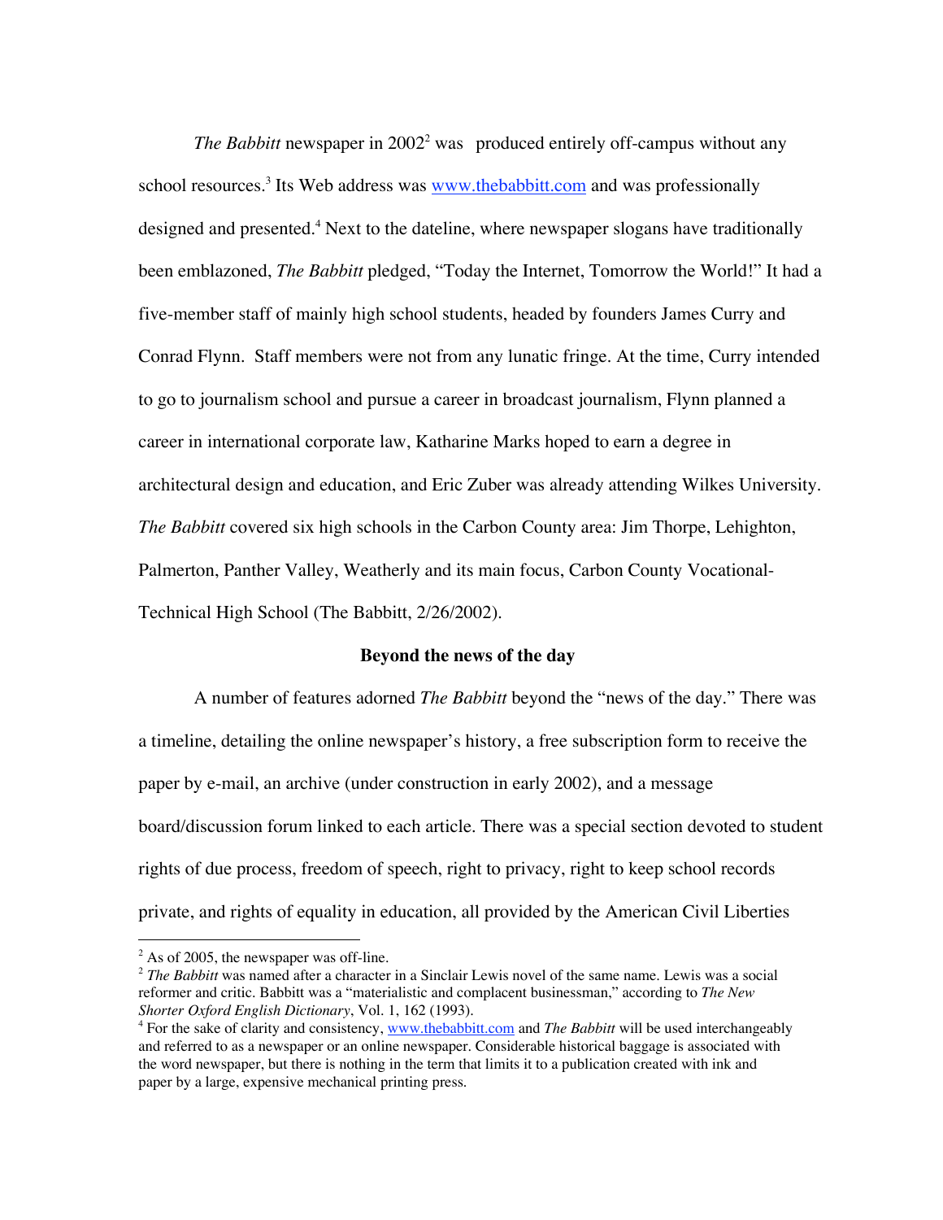*The Babbitt* newspaper in 2002[2] was produced entirely off-campus without any school resources.[3] Its Web address was www.thebabbitt.com and was professionally designed and presented.[4] Next to the dateline, where newspaper slogans have traditionally been emblazoned, *The Babbitt* pledged, "Today the Internet, Tomorrow the World!" It had a five-member staff of mainly high school students, headed by founders James Curry and Conrad Flynn. Staff members were not from any lunatic fringe. At the time, Curry intended to go to journalism school and pursue a career in broadcast journalism, Flynn planned a career in international corporate law, Katharine Marks hoped to earn a degree in architectural design and education, and Eric Zuber was already attending Wilkes University. *The Babbitt* covered six high schools in the Carbon County area: Jim Thorpe, Lehighton, Palmerton, Panther Valley, Weatherly and its main focus, Carbon County Vocational-Technical High School (The Babbitt, 2/26/2002).

### Beyond the news of the day

A number of features adorned *The Babbitt* beyond the "news of the day." There was a timeline, detailing the online newspaper's history, a free subscription form to receive the paper by e-mail, an archive (under construction in early 2002), and a message board/discussion forum linked to each article. There was a special section devoted to student rights of due process, freedom of speech, right to privacy, right to keep school records private, and rights of equality in education, all provided by the American Civil Liberties

---

[2] As of 2005, the newspaper was off-line.

[2] *The Babbitt* was named after a character in a Sinclair Lewis novel of the same name. Lewis was a social reformer and critic. Babbitt was a "materialistic and complacent businessman," according to *The New Shorter Oxford English Dictionary*, Vol. 1, 162 (1993).

[4] For the sake of clarity and consistency, www.thebabbitt.com and *The Babbitt* will be used interchangeably and referred to as a newspaper or an online newspaper. Considerable historical baggage is associated with the word newspaper, but there is nothing in the term that limits it to a publication created with ink and paper by a large, expensive mechanical printing press.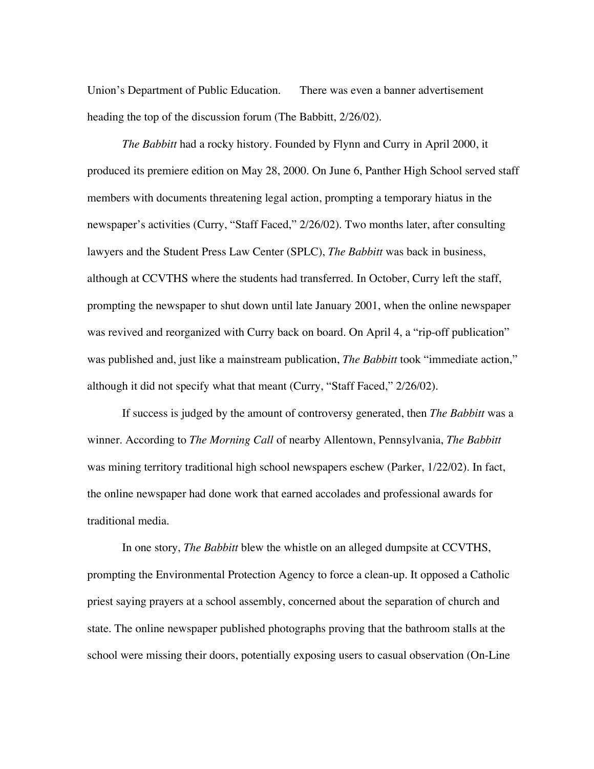Union's Department of Public Education. There was even a banner advertisement heading the top of the discussion forum (The Babbitt, 2/26/02).

*The Babbitt* had a rocky history. Founded by Flynn and Curry in April 2000, it produced its premiere edition on May 28, 2000. On June 6, Panther High School served staff members with documents threatening legal action, prompting a temporary hiatus in the newspaper's activities (Curry, "Staff Faced," 2/26/02). Two months later, after consulting lawyers and the Student Press Law Center (SPLC), *The Babbitt* was back in business, although at CCVTHS where the students had transferred. In October, Curry left the staff, prompting the newspaper to shut down until late January 2001, when the online newspaper was revived and reorganized with Curry back on board. On April 4, a "rip-off publication" was published and, just like a mainstream publication, *The Babbitt* took "immediate action," although it did not specify what that meant (Curry, "Staff Faced," 2/26/02).

If success is judged by the amount of controversy generated, then *The Babbitt* was a winner. According to *The Morning Call* of nearby Allentown, Pennsylvania, *The Babbitt* was mining territory traditional high school newspapers eschew (Parker, 1/22/02). In fact, the online newspaper had done work that earned accolades and professional awards for traditional media.

In one story, *The Babbitt* blew the whistle on an alleged dumpsite at CCVTHS, prompting the Environmental Protection Agency to force a clean-up. It opposed a Catholic priest saying prayers at a school assembly, concerned about the separation of church and state. The online newspaper published photographs proving that the bathroom stalls at the school were missing their doors, potentially exposing users to casual observation (On-Line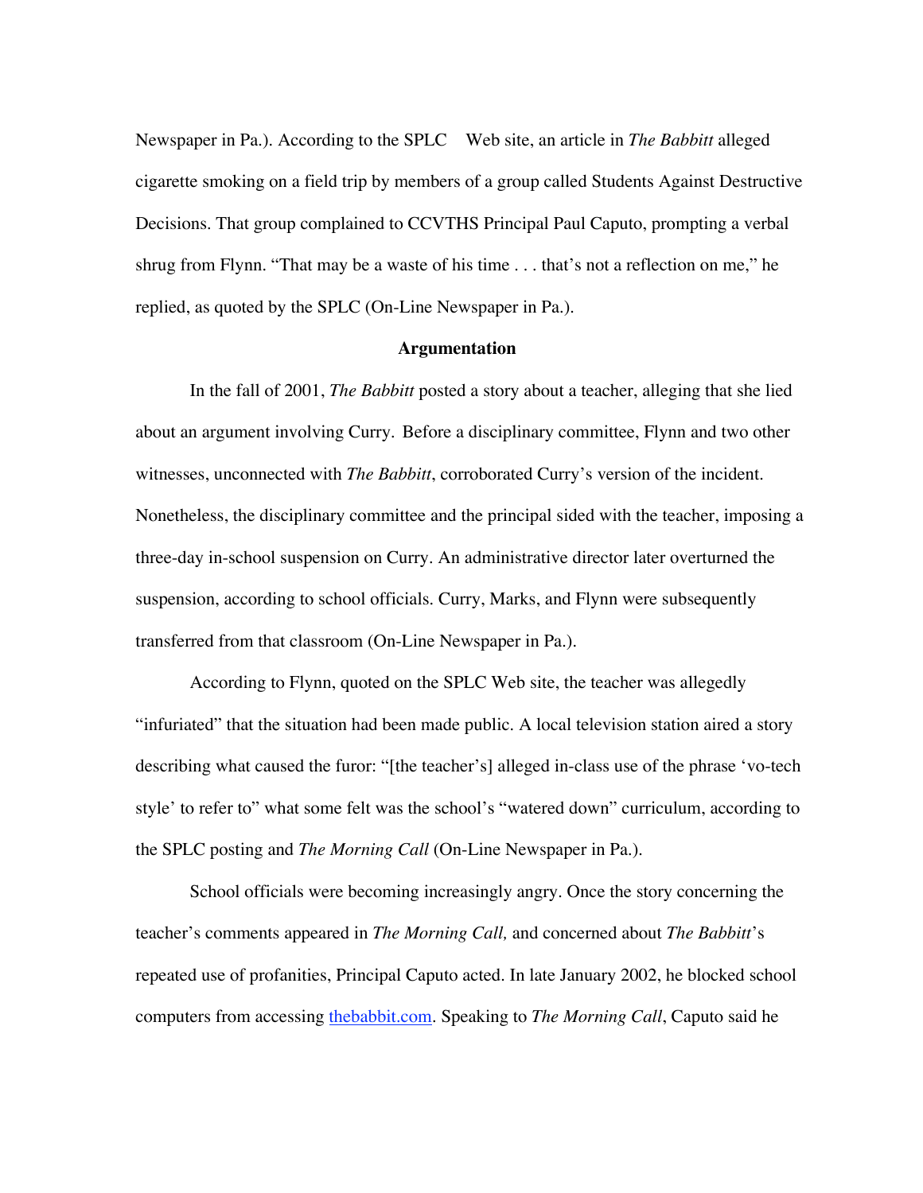Newspaper in Pa.). According to the SPLC Web site, an article in *The Babbitt* alleged cigarette smoking on a field trip by members of a group called Students Against Destructive Decisions. That group complained to CCVTHS Principal Paul Caputo, prompting a verbal shrug from Flynn. “That may be a waste of his time . . . that’s not a reflection on me,” he replied, as quoted by the SPLC (On-Line Newspaper in Pa.).

**Argumentation**

In the fall of 2001, *The Babbitt* posted a story about a teacher, alleging that she lied about an argument involving Curry. Before a disciplinary committee, Flynn and two other witnesses, unconnected with *The Babbitt*, corroborated Curry’s version of the incident. Nonetheless, the disciplinary committee and the principal sided with the teacher, imposing a three-day in-school suspension on Curry. An administrative director later overturned the suspension, according to school officials. Curry, Marks, and Flynn were subsequently transferred from that classroom (On-Line Newspaper in Pa.).

According to Flynn, quoted on the SPLC Web site, the teacher was allegedly “infuriated” that the situation had been made public. A local television station aired a story describing what caused the furor: “[the teacher’s] alleged in-class use of the phrase ‘vo-tech style’ to refer to” what some felt was the school’s “watered down” curriculum, according to the SPLC posting and *The Morning Call* (On-Line Newspaper in Pa.).

School officials were becoming increasingly angry. Once the story concerning the teacher’s comments appeared in *The Morning Call,* and concerned about *The Babbitt*’s repeated use of profanities, Principal Caputo acted. In late January 2002, he blocked school computers from accessing thebabbit.com. Speaking to *The Morning Call*, Caputo said he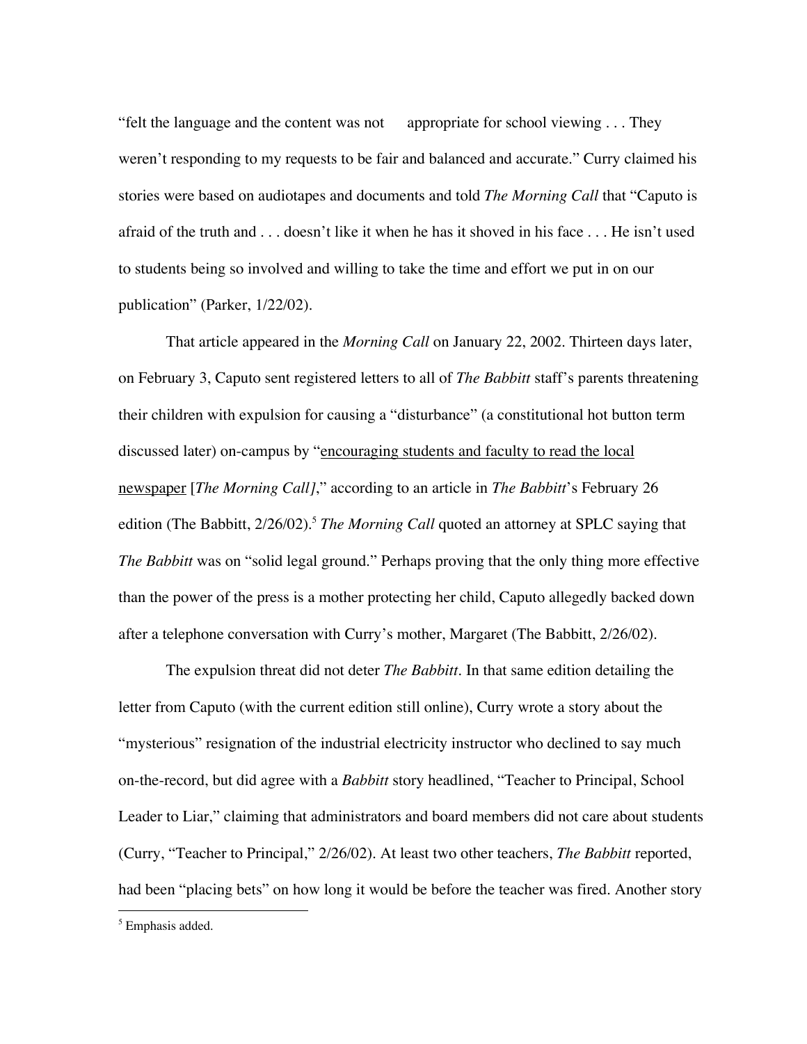"felt the language and the content was not appropriate for school viewing . . . They weren't responding to my requests to be fair and balanced and accurate." Curry claimed his stories were based on audiotapes and documents and told *The Morning Call* that "Caputo is afraid of the truth and . . . doesn't like it when he has it shoved in his face . . . He isn't used to students being so involved and willing to take the time and effort we put in on our publication" (Parker, 1/22/02).

That article appeared in the *Morning Call* on January 22, 2002. Thirteen days later, on February 3, Caputo sent registered letters to all of *The Babbitt* staff's parents threatening their children with expulsion for causing a "disturbance" (a constitutional hot button term discussed later) on-campus by "<u>encouraging students and faculty to read the local newspaper</u> [*The Morning Call]*," according to an article in *The Babbitt*'s February 26 edition (The Babbitt, 2/26/02).[5] *The Morning Call* quoted an attorney at SPLC saying that *The Babbitt* was on "solid legal ground." Perhaps proving that the only thing more effective than the power of the press is a mother protecting her child, Caputo allegedly backed down after a telephone conversation with Curry's mother, Margaret (The Babbitt, 2/26/02).

The expulsion threat did not deter *The Babbitt*. In that same edition detailing the letter from Caputo (with the current edition still online), Curry wrote a story about the "mysterious" resignation of the industrial electricity instructor who declined to say much on-the-record, but did agree with a *Babbitt* story headlined, "Teacher to Principal, School Leader to Liar," claiming that administrators and board members did not care about students (Curry, "Teacher to Principal," 2/26/02). At least two other teachers, *The Babbitt* reported, had been "placing bets" on how long it would be before the teacher was fired. Another story

[5] Emphasis added.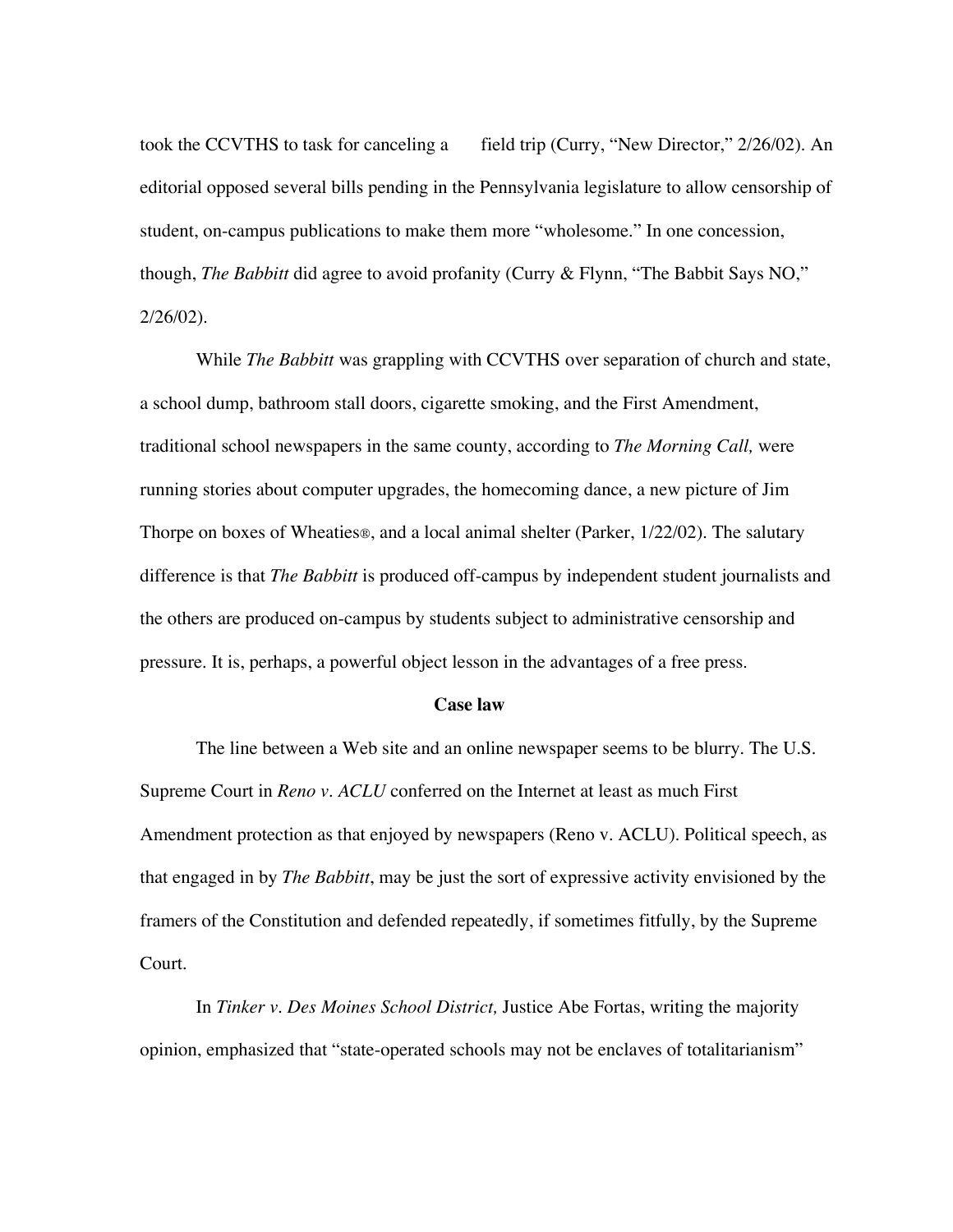took the CCVTHS to task for canceling a field trip (Curry, "New Director," 2/26/02). An editorial opposed several bills pending in the Pennsylvania legislature to allow censorship of student, on-campus publications to make them more "wholesome." In one concession, though, *The Babbitt* did agree to avoid profanity (Curry & Flynn, "The Babbit Says NO," 2/26/02).

While *The Babbitt* was grappling with CCVTHS over separation of church and state, a school dump, bathroom stall doors, cigarette smoking, and the First Amendment, traditional school newspapers in the same county, according to *The Morning Call,* were running stories about computer upgrades, the homecoming dance, a new picture of Jim Thorpe on boxes of Wheaties®, and a local animal shelter (Parker, 1/22/02). The salutary difference is that *The Babbitt* is produced off-campus by independent student journalists and the others are produced on-campus by students subject to administrative censorship and pressure. It is, perhaps, a powerful object lesson in the advantages of a free press.

## Case law

The line between a Web site and an online newspaper seems to be blurry. The U.S. Supreme Court in *Reno v. ACLU* conferred on the Internet at least as much First Amendment protection as that enjoyed by newspapers (Reno v. ACLU). Political speech, as that engaged in by *The Babbitt*, may be just the sort of expressive activity envisioned by the framers of the Constitution and defended repeatedly, if sometimes fitfully, by the Supreme Court.

In *Tinker v. Des Moines School District,* Justice Abe Fortas, writing the majority opinion, emphasized that "state-operated schools may not be enclaves of totalitarianism"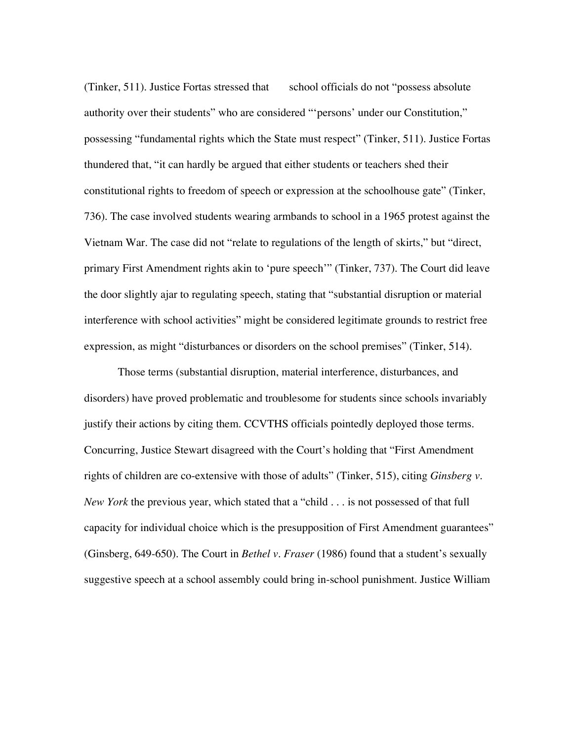(Tinker, 511). Justice Fortas stressed that school officials do not "possess absolute authority over their students" who are considered "'persons' under our Constitution," possessing "fundamental rights which the State must respect" (Tinker, 511). Justice Fortas thundered that, "it can hardly be argued that either students or teachers shed their constitutional rights to freedom of speech or expression at the schoolhouse gate" (Tinker, 736). The case involved students wearing armbands to school in a 1965 protest against the Vietnam War. The case did not "relate to regulations of the length of skirts," but "direct, primary First Amendment rights akin to 'pure speech'" (Tinker, 737). The Court did leave the door slightly ajar to regulating speech, stating that "substantial disruption or material interference with school activities" might be considered legitimate grounds to restrict free expression, as might "disturbances or disorders on the school premises" (Tinker, 514).

Those terms (substantial disruption, material interference, disturbances, and disorders) have proved problematic and troublesome for students since schools invariably justify their actions by citing them. CCVTHS officials pointedly deployed those terms. Concurring, Justice Stewart disagreed with the Court's holding that "First Amendment rights of children are co-extensive with those of adults" (Tinker, 515), citing *Ginsberg v. New York* the previous year, which stated that a "child . . . is not possessed of that full capacity for individual choice which is the presupposition of First Amendment guarantees" (Ginsberg, 649-650). The Court in *Bethel v. Fraser* (1986) found that a student's sexually suggestive speech at a school assembly could bring in-school punishment. Justice William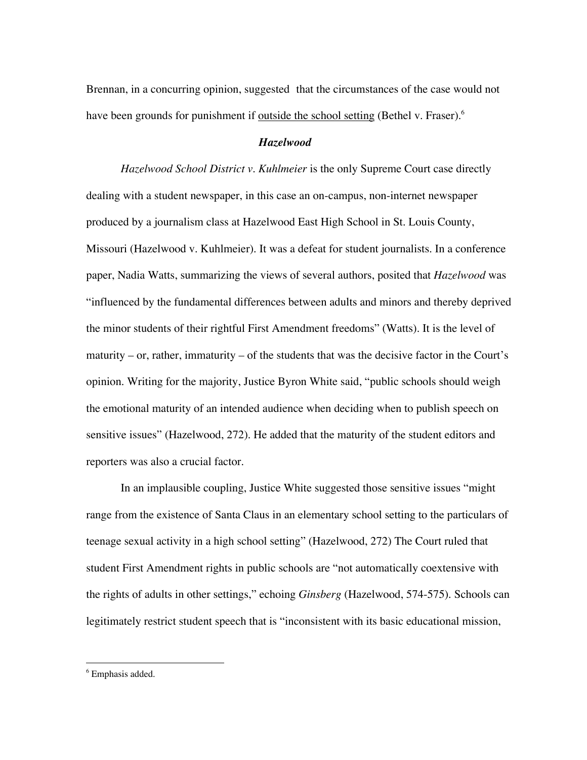Brennan, in a concurring opinion, suggested that the circumstances of the case would not have been grounds for punishment if <u>outside the school setting</u> (Bethel v. Fraser).[6]

### *Hazelwood*

*Hazelwood School District v. Kuhlmeier* is the only Supreme Court case directly dealing with a student newspaper, in this case an on-campus, non-internet newspaper produced by a journalism class at Hazelwood East High School in St. Louis County, Missouri (Hazelwood v. Kuhlmeier). It was a defeat for student journalists. In a conference paper, Nadia Watts, summarizing the views of several authors, posited that *Hazelwood* was "influenced by the fundamental differences between adults and minors and thereby deprived the minor students of their rightful First Amendment freedoms" (Watts). It is the level of maturity – or, rather, immaturity – of the students that was the decisive factor in the Court's opinion. Writing for the majority, Justice Byron White said, "public schools should weigh the emotional maturity of an intended audience when deciding when to publish speech on sensitive issues" (Hazelwood, 272). He added that the maturity of the student editors and reporters was also a crucial factor.

In an implausible coupling, Justice White suggested those sensitive issues "might range from the existence of Santa Claus in an elementary school setting to the particulars of teenage sexual activity in a high school setting" (Hazelwood, 272) The Court ruled that student First Amendment rights in public schools are "not automatically coextensive with the rights of adults in other settings," echoing *Ginsberg* (Hazelwood, 574-575). Schools can legitimately restrict student speech that is "inconsistent with its basic educational mission,

---

[6] Emphasis added.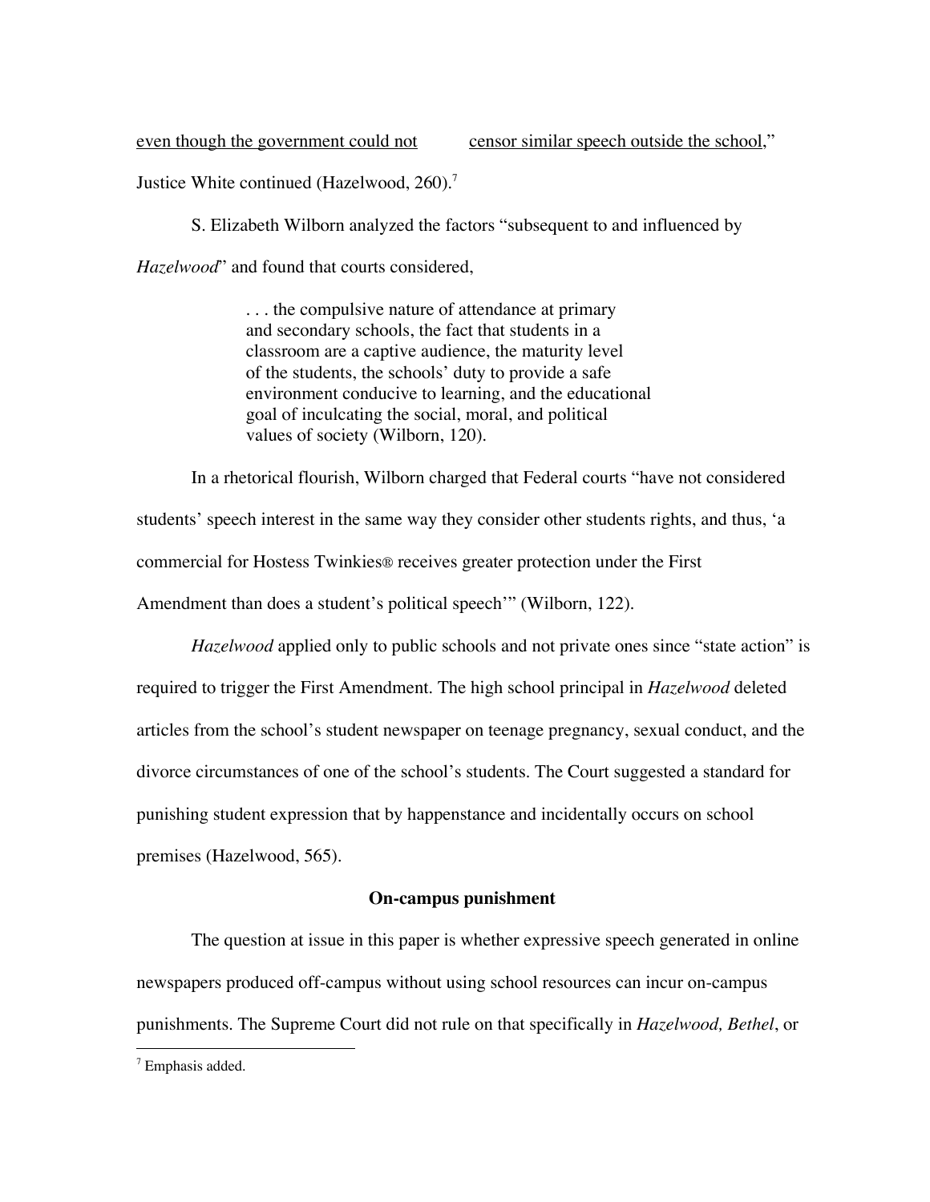<u>even though the government could not censor similar speech outside the school</u>," Justice White continued (Hazelwood, 260).[7]

S. Elizabeth Wilborn analyzed the factors "subsequent to and influenced by *Hazelwood*" and found that courts considered,

> . . . the compulsive nature of attendance at primary and secondary schools, the fact that students in a classroom are a captive audience, the maturity level of the students, the schools' duty to provide a safe environment conducive to learning, and the educational goal of inculcating the social, moral, and political values of society (Wilborn, 120).

In a rhetorical flourish, Wilborn charged that Federal courts "have not considered students' speech interest in the same way they consider other students rights, and thus, 'a commercial for Hostess Twinkies® receives greater protection under the First Amendment than does a student's political speech'" (Wilborn, 122).

*Hazelwood* applied only to public schools and not private ones since "state action" is required to trigger the First Amendment. The high school principal in *Hazelwood* deleted articles from the school's student newspaper on teenage pregnancy, sexual conduct, and the divorce circumstances of one of the school's students. The Court suggested a standard for punishing student expression that by happenstance and incidentally occurs on school premises (Hazelwood, 565).

### On-campus punishment

The question at issue in this paper is whether expressive speech generated in online newspapers produced off-campus without using school resources can incur on-campus punishments. The Supreme Court did not rule on that specifically in *Hazelwood, Bethel*, or

[7] Emphasis added.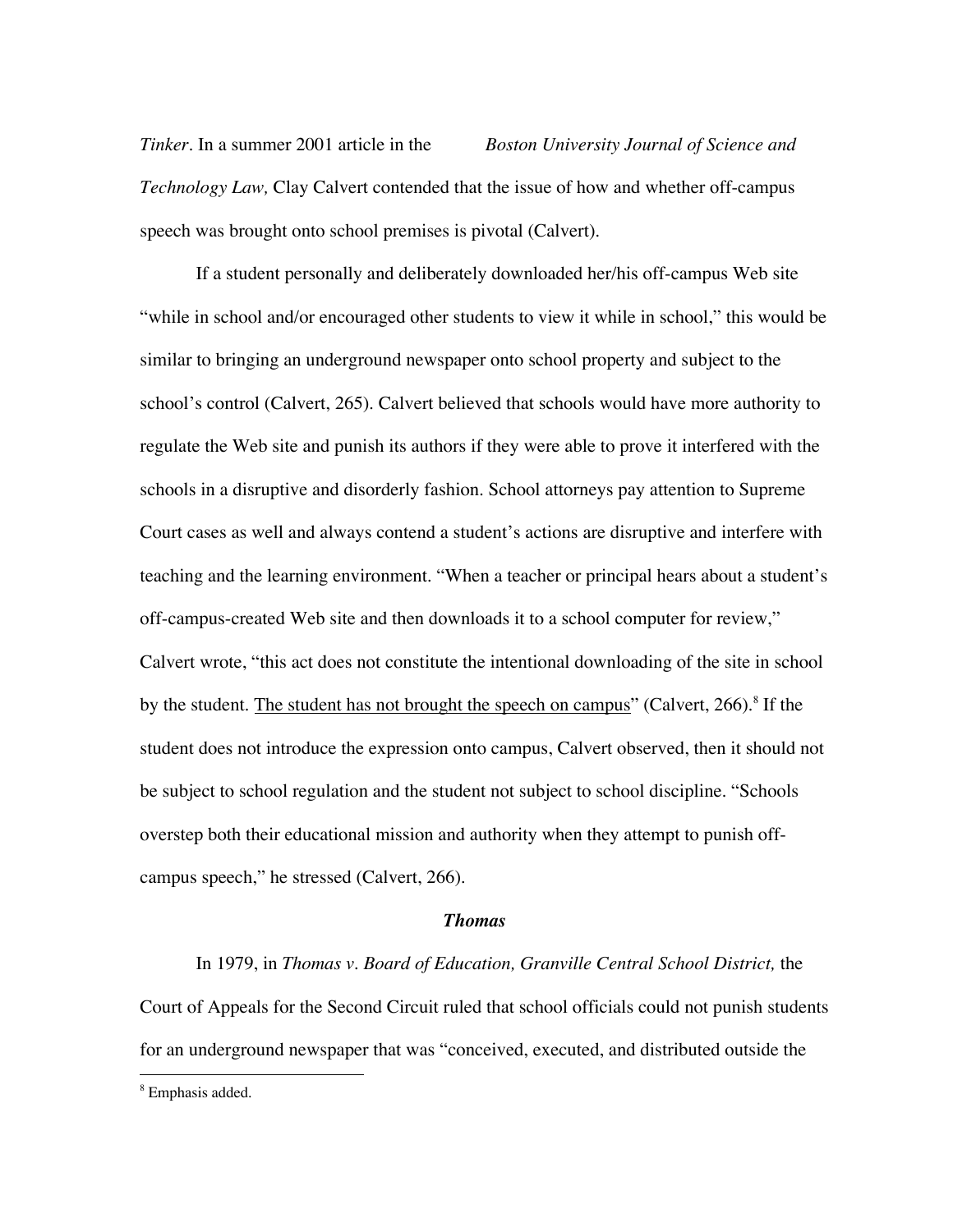*Tinker*. In a summer 2001 article in the *Boston University Journal of Science and Technology Law,* Clay Calvert contended that the issue of how and whether off-campus speech was brought onto school premises is pivotal (Calvert).

If a student personally and deliberately downloaded her/his off-campus Web site "while in school and/or encouraged other students to view it while in school," this would be similar to bringing an underground newspaper onto school property and subject to the school's control (Calvert, 265). Calvert believed that schools would have more authority to regulate the Web site and punish its authors if they were able to prove it interfered with the schools in a disruptive and disorderly fashion. School attorneys pay attention to Supreme Court cases as well and always contend a student's actions are disruptive and interfere with teaching and the learning environment. "When a teacher or principal hears about a student's off-campus-created Web site and then downloads it to a school computer for review," Calvert wrote, "this act does not constitute the intentional downloading of the site in school by the student. <u>The student has not brought the speech on campus</u>" (Calvert, 266).[8] If the student does not introduce the expression onto campus, Calvert observed, then it should not be subject to school regulation and the student not subject to school discipline. "Schools overstep both their educational mission and authority when they attempt to punish off-campus speech," he stressed (Calvert, 266).

### ***Thomas***

In 1979, in *Thomas v. Board of Education, Granville Central School District,* the Court of Appeals for the Second Circuit ruled that school officials could not punish students for an underground newspaper that was "conceived, executed, and distributed outside the

---

[8] Emphasis added.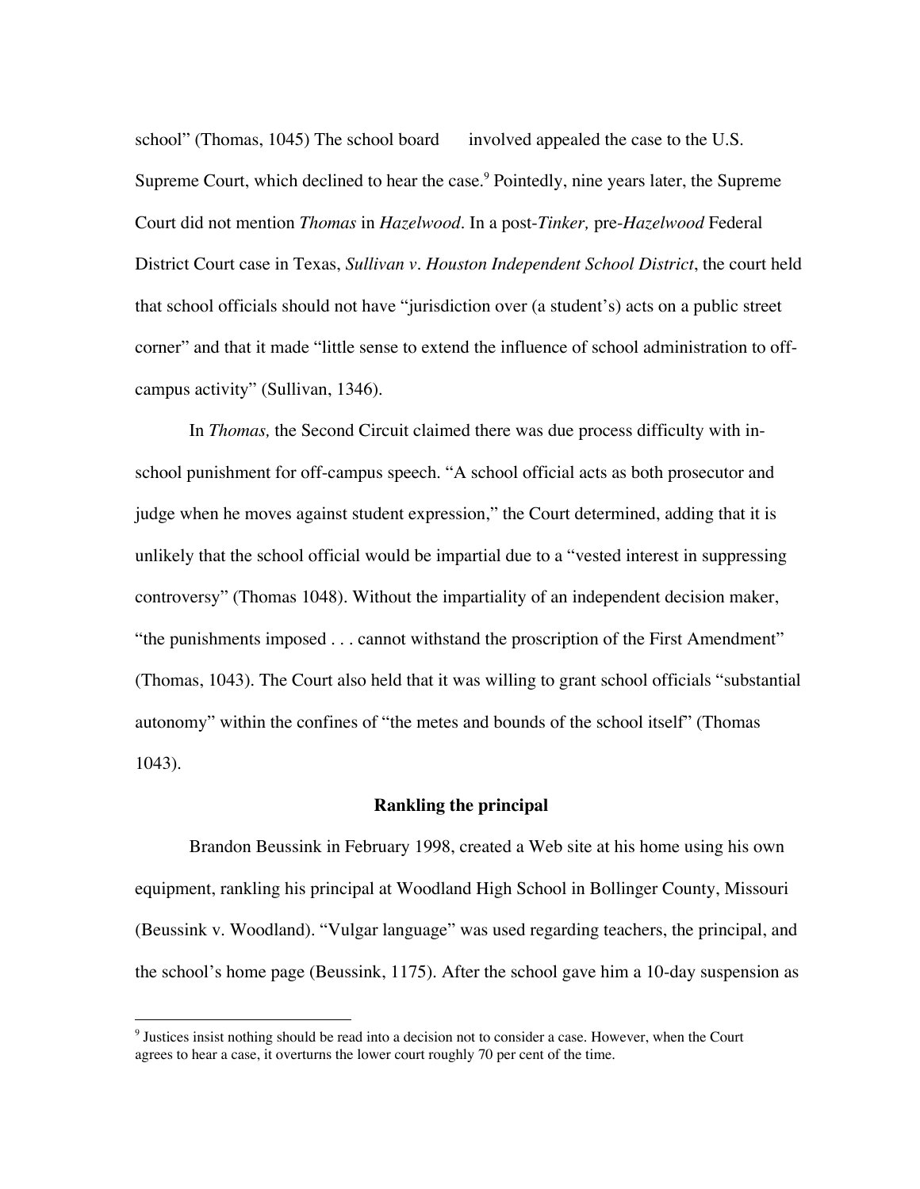school" (Thomas, 1045) The school board involved appealed the case to the U.S. Supreme Court, which declined to hear the case.[9] Pointedly, nine years later, the Supreme Court did not mention *Thomas* in *Hazelwood*. In a post-*Tinker,* pre-*Hazelwood* Federal District Court case in Texas, *Sullivan v. Houston Independent School District*, the court held that school officials should not have "jurisdiction over (a student's) acts on a public street corner" and that it made "little sense to extend the influence of school administration to off-campus activity" (Sullivan, 1346).

In *Thomas,* the Second Circuit claimed there was due process difficulty with in-school punishment for off-campus speech. "A school official acts as both prosecutor and judge when he moves against student expression," the Court determined, adding that it is unlikely that the school official would be impartial due to a "vested interest in suppressing controversy" (Thomas 1048). Without the impartiality of an independent decision maker, "the punishments imposed . . . cannot withstand the proscription of the First Amendment" (Thomas, 1043). The Court also held that it was willing to grant school officials "substantial autonomy" within the confines of "the metes and bounds of the school itself" (Thomas 1043).

**Rankling the principal**

Brandon Beussink in February 1998, created a Web site at his home using his own equipment, rankling his principal at Woodland High School in Bollinger County, Missouri (Beussink v. Woodland). "Vulgar language" was used regarding teachers, the principal, and the school's home page (Beussink, 1175). After the school gave him a 10-day suspension as

[9] Justices insist nothing should be read into a decision not to consider a case. However, when the Court agrees to hear a case, it overturns the lower court roughly 70 per cent of the time.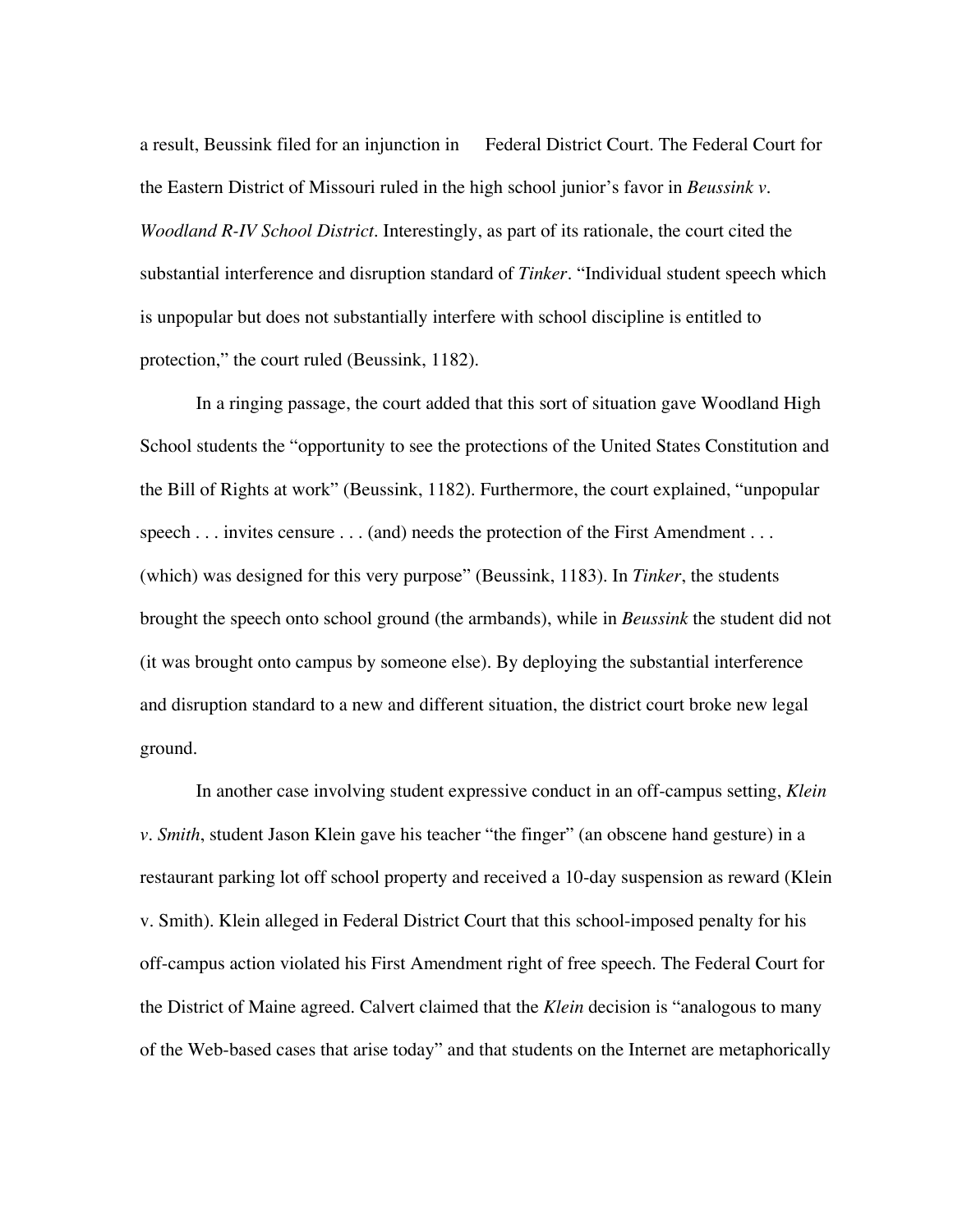a result, Beussink filed for an injunction in Federal District Court. The Federal Court for the Eastern District of Missouri ruled in the high school junior's favor in *Beussink v. Woodland R-IV School District*. Interestingly, as part of its rationale, the court cited the substantial interference and disruption standard of *Tinker*. "Individual student speech which is unpopular but does not substantially interfere with school discipline is entitled to protection," the court ruled (Beussink, 1182).

In a ringing passage, the court added that this sort of situation gave Woodland High School students the "opportunity to see the protections of the United States Constitution and the Bill of Rights at work" (Beussink, 1182). Furthermore, the court explained, "unpopular speech . . . invites censure . . . (and) needs the protection of the First Amendment . . . (which) was designed for this very purpose" (Beussink, 1183). In *Tinker*, the students brought the speech onto school ground (the armbands), while in *Beussink* the student did not (it was brought onto campus by someone else). By deploying the substantial interference and disruption standard to a new and different situation, the district court broke new legal ground.

In another case involving student expressive conduct in an off-campus setting, *Klein v. Smith*, student Jason Klein gave his teacher "the finger" (an obscene hand gesture) in a restaurant parking lot off school property and received a 10-day suspension as reward (Klein v. Smith). Klein alleged in Federal District Court that this school-imposed penalty for his off-campus action violated his First Amendment right of free speech. The Federal Court for the District of Maine agreed. Calvert claimed that the *Klein* decision is "analogous to many of the Web-based cases that arise today" and that students on the Internet are metaphorically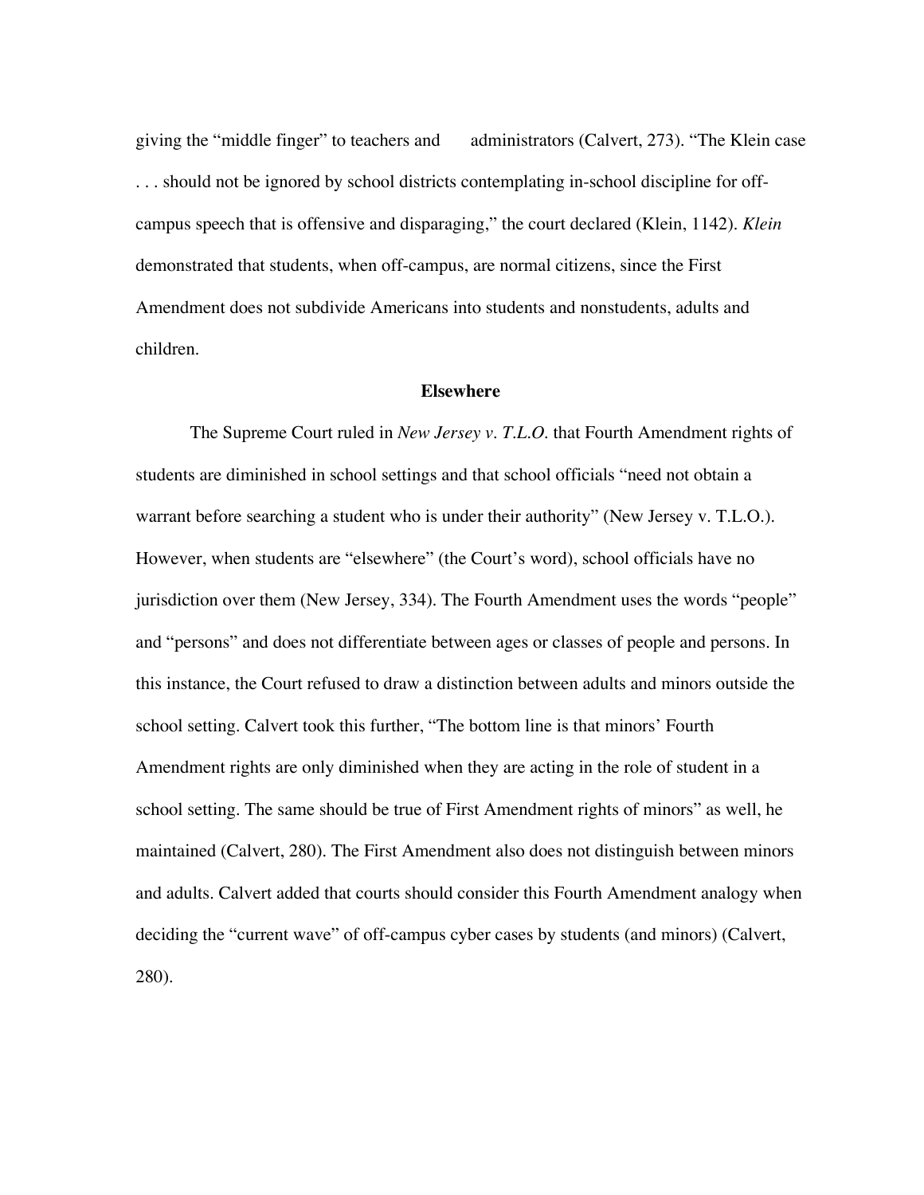giving the "middle finger" to teachers and administrators (Calvert, 273). "The Klein case . . . should not be ignored by school districts contemplating in-school discipline for off-campus speech that is offensive and disparaging," the court declared (Klein, 1142). *Klein* demonstrated that students, when off-campus, are normal citizens, since the First Amendment does not subdivide Americans into students and nonstudents, adults and children.

## Elsewhere

The Supreme Court ruled in *New Jersey v. T.L.O.* that Fourth Amendment rights of students are diminished in school settings and that school officials "need not obtain a warrant before searching a student who is under their authority" (New Jersey v. T.L.O.). However, when students are "elsewhere" (the Court's word), school officials have no jurisdiction over them (New Jersey, 334). The Fourth Amendment uses the words "people" and "persons" and does not differentiate between ages or classes of people and persons. In this instance, the Court refused to draw a distinction between adults and minors outside the school setting. Calvert took this further, "The bottom line is that minors' Fourth Amendment rights are only diminished when they are acting in the role of student in a school setting. The same should be true of First Amendment rights of minors" as well, he maintained (Calvert, 280). The First Amendment also does not distinguish between minors and adults. Calvert added that courts should consider this Fourth Amendment analogy when deciding the "current wave" of off-campus cyber cases by students (and minors) (Calvert, 280).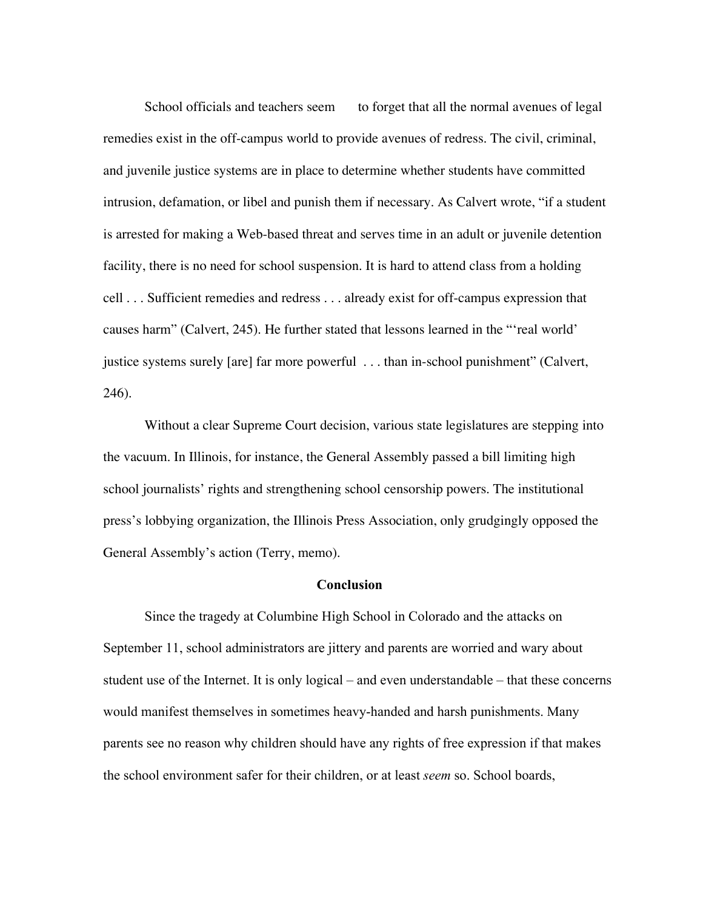School officials and teachers seem to forget that all the normal avenues of legal remedies exist in the off-campus world to provide avenues of redress. The civil, criminal, and juvenile justice systems are in place to determine whether students have committed intrusion, defamation, or libel and punish them if necessary. As Calvert wrote, "if a student is arrested for making a Web-based threat and serves time in an adult or juvenile detention facility, there is no need for school suspension. It is hard to attend class from a holding cell . . . Sufficient remedies and redress . . . already exist for off-campus expression that causes harm" (Calvert, 245). He further stated that lessons learned in the "'real world' justice systems surely [are] far more powerful . . . than in-school punishment" (Calvert, 246).

Without a clear Supreme Court decision, various state legislatures are stepping into the vacuum. In Illinois, for instance, the General Assembly passed a bill limiting high school journalists' rights and strengthening school censorship powers. The institutional press's lobbying organization, the Illinois Press Association, only grudgingly opposed the General Assembly's action (Terry, memo).

## Conclusion

Since the tragedy at Columbine High School in Colorado and the attacks on September 11, school administrators are jittery and parents are worried and wary about student use of the Internet. It is only logical – and even understandable – that these concerns would manifest themselves in sometimes heavy-handed and harsh punishments. Many parents see no reason why children should have any rights of free expression if that makes the school environment safer for their children, or at least *seem* so. School boards,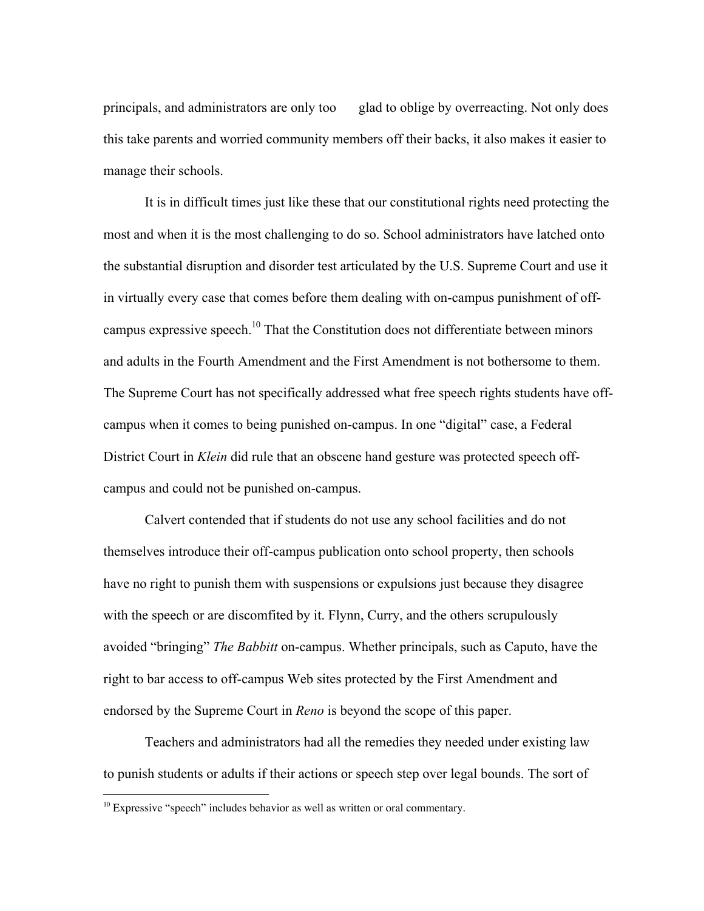principals, and administrators are only too glad to oblige by overreacting. Not only does this take parents and worried community members off their backs, it also makes it easier to manage their schools.

It is in difficult times just like these that our constitutional rights need protecting the most and when it is the most challenging to do so. School administrators have latched onto the substantial disruption and disorder test articulated by the U.S. Supreme Court and use it in virtually every case that comes before them dealing with on-campus punishment of off-campus expressive speech.[10] That the Constitution does not differentiate between minors and adults in the Fourth Amendment and the First Amendment is not bothersome to them. The Supreme Court has not specifically addressed what free speech rights students have off-campus when it comes to being punished on-campus. In one "digital" case, a Federal District Court in *Klein* did rule that an obscene hand gesture was protected speech off-campus and could not be punished on-campus.

Calvert contended that if students do not use any school facilities and do not themselves introduce their off-campus publication onto school property, then schools have no right to punish them with suspensions or expulsions just because they disagree with the speech or are discomfited by it. Flynn, Curry, and the others scrupulously avoided "bringing" *The Babbitt* on-campus. Whether principals, such as Caputo, have the right to bar access to off-campus Web sites protected by the First Amendment and endorsed by the Supreme Court in *Reno* is beyond the scope of this paper.

Teachers and administrators had all the remedies they needed under existing law to punish students or adults if their actions or speech step over legal bounds. The sort of

[10] Expressive "speech" includes behavior as well as written or oral commentary.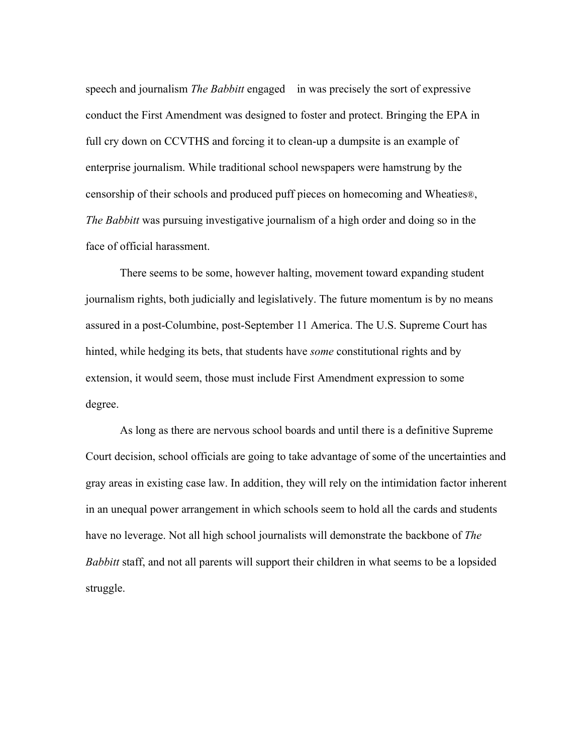speech and journalism *The Babbitt* engaged in was precisely the sort of expressive conduct the First Amendment was designed to foster and protect. Bringing the EPA in full cry down on CCVTHS and forcing it to clean-up a dumpsite is an example of enterprise journalism. While traditional school newspapers were hamstrung by the censorship of their schools and produced puff pieces on homecoming and Wheaties®, *The Babbitt* was pursuing investigative journalism of a high order and doing so in the face of official harassment.

There seems to be some, however halting, movement toward expanding student journalism rights, both judicially and legislatively. The future momentum is by no means assured in a post-Columbine, post-September 11 America. The U.S. Supreme Court has hinted, while hedging its bets, that students have *some* constitutional rights and by extension, it would seem, those must include First Amendment expression to some degree.

As long as there are nervous school boards and until there is a definitive Supreme Court decision, school officials are going to take advantage of some of the uncertainties and gray areas in existing case law. In addition, they will rely on the intimidation factor inherent in an unequal power arrangement in which schools seem to hold all the cards and students have no leverage. Not all high school journalists will demonstrate the backbone of *The Babbitt* staff, and not all parents will support their children in what seems to be a lopsided struggle.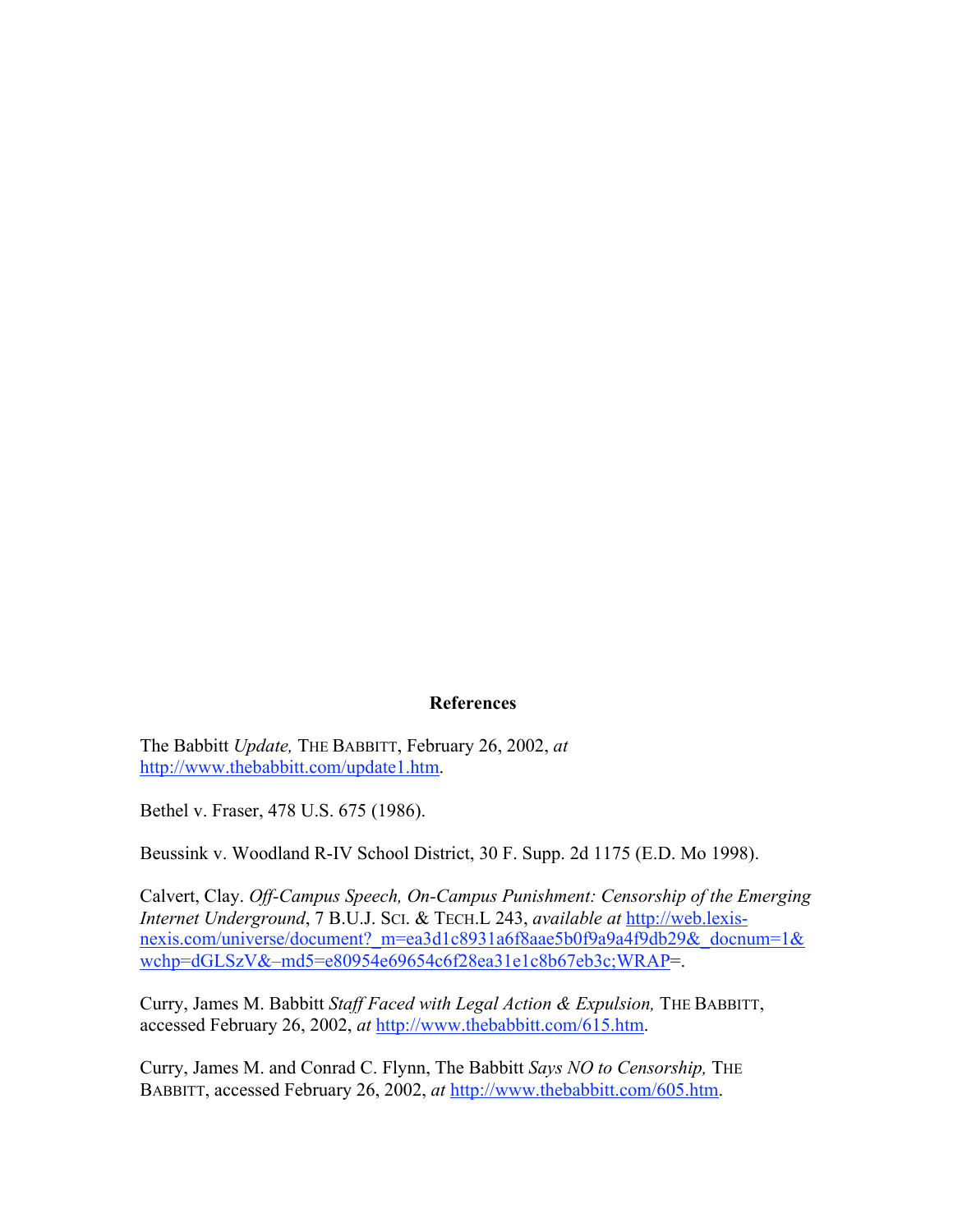## References

The Babbitt *Update,* THE BABBITT, February 26, 2002, *at* http://www.thebabbitt.com/update1.htm.

Bethel v. Fraser, 478 U.S. 675 (1986).

Beussink v. Woodland R-IV School District, 30 F. Supp. 2d 1175 (E.D. Mo 1998).

Calvert, Clay. *Off-Campus Speech, On-Campus Punishment: Censorship of the Emerging Internet Underground*, 7 B.U.J. SCI. & TECH.L 243, *available at* http://web.lexis-nexis.com/universe/document?_m=ea3d1c8931a6f8aae5b0f9a9a4f9db29&_docnum=1&wchp=dGLSzV&–md5=e80954e69654c6f28ea31e1c8b67eb3c;WRAP=.

Curry, James M. Babbitt *Staff Faced with Legal Action & Expulsion,* THE BABBITT, accessed February 26, 2002, *at* http://www.thebabbitt.com/615.htm.

Curry, James M. and Conrad C. Flynn, The Babbitt *Says NO to Censorship,* THE BABBITT, accessed February 26, 2002, *at* http://www.thebabbitt.com/605.htm.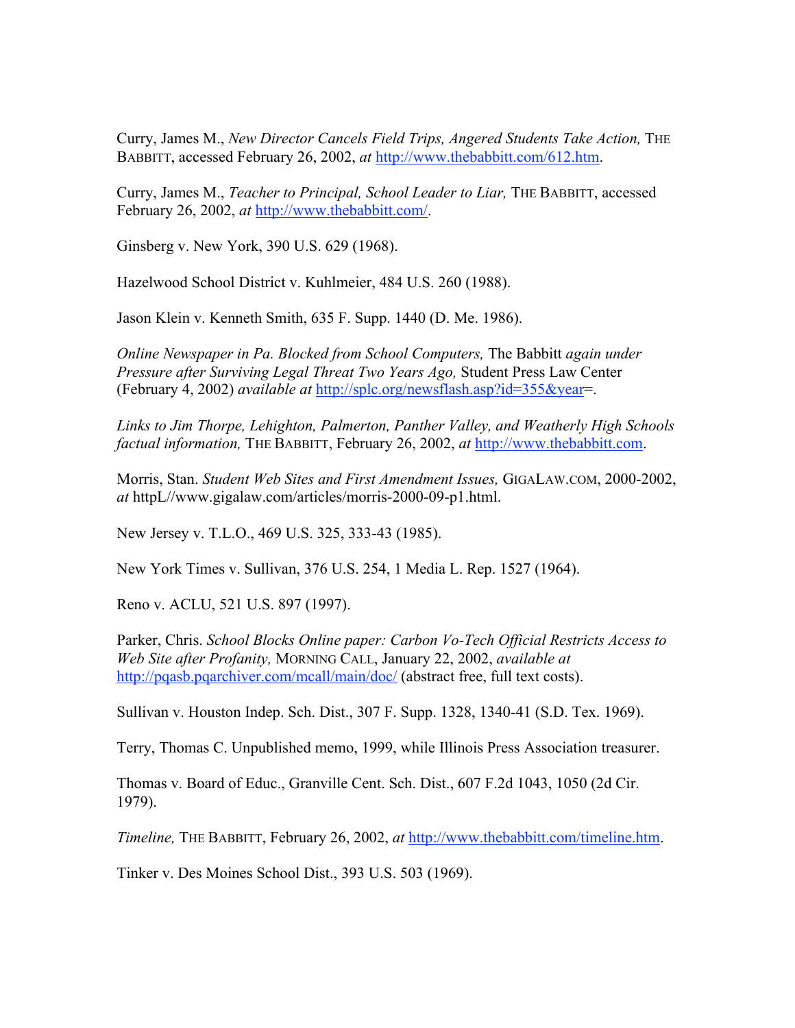Curry, James M., *New Director Cancels Field Trips, Angered Students Take Action,* THE BABBITT, accessed February 26, 2002, *at* http://www.thebabbitt.com/612.htm.

Curry, James M., *Teacher to Principal, School Leader to Liar,* THE BABBITT, accessed February 26, 2002, *at* http://www.thebabbitt.com/.

Ginsberg v. New York, 390 U.S. 629 (1968).

Hazelwood School District v. Kuhlmeier, 484 U.S. 260 (1988).

Jason Klein v. Kenneth Smith, 635 F. Supp. 1440 (D. Me. 1986).

*Online Newspaper in Pa. Blocked from School Computers,* The Babbitt *again under Pressure after Surviving Legal Threat Two Years Ago,* Student Press Law Center (February 4, 2002) *available at* http://splc.org/newsflash.asp?id=355&year=.

*Links to Jim Thorpe, Lehighton, Palmerton, Panther Valley, and Weatherly High Schools factual information,* THE BABBITT, February 26, 2002, *at* http://www.thebabbitt.com.

Morris, Stan. *Student Web Sites and First Amendment Issues,* GIGALAW.COM, 2000-2002, *at* httpL//www.gigalaw.com/articles/morris-2000-09-p1.html.

New Jersey v. T.L.O., 469 U.S. 325, 333-43 (1985).

New York Times v. Sullivan, 376 U.S. 254, 1 Media L. Rep. 1527 (1964).

Reno v. ACLU, 521 U.S. 897 (1997).

Parker, Chris. *School Blocks Online paper: Carbon Vo-Tech Official Restricts Access to Web Site after Profanity,* MORNING CALL, January 22, 2002, *available at* http://pqasb.pqarchiver.com/mcall/main/doc/ (abstract free, full text costs).

Sullivan v. Houston Indep. Sch. Dist., 307 F. Supp. 1328, 1340-41 (S.D. Tex. 1969).

Terry, Thomas C. Unpublished memo, 1999, while Illinois Press Association treasurer.

Thomas v. Board of Educ., Granville Cent. Sch. Dist., 607 F.2d 1043, 1050 (2d Cir. 1979).

*Timeline,* THE BABBITT, February 26, 2002, *at* http://www.thebabbitt.com/timeline.htm.

Tinker v. Des Moines School Dist., 393 U.S. 503 (1969).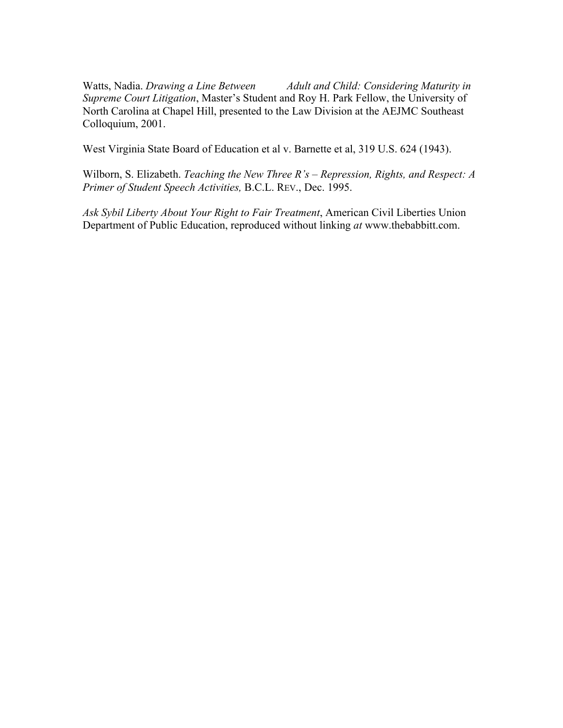Watts, Nadia. *Drawing a Line Between Adult and Child: Considering Maturity in Supreme Court Litigation*, Master's Student and Roy H. Park Fellow, the University of North Carolina at Chapel Hill, presented to the Law Division at the AEJMC Southeast Colloquium, 2001.

West Virginia State Board of Education et al v. Barnette et al, 319 U.S. 624 (1943).

Wilborn, S. Elizabeth. *Teaching the New Three R's – Repression, Rights, and Respect: A Primer of Student Speech Activities,* B.C.L. REV., Dec. 1995.

*Ask Sybil Liberty About Your Right to Fair Treatment*, American Civil Liberties Union Department of Public Education, reproduced without linking *at* www.thebabbitt.com.